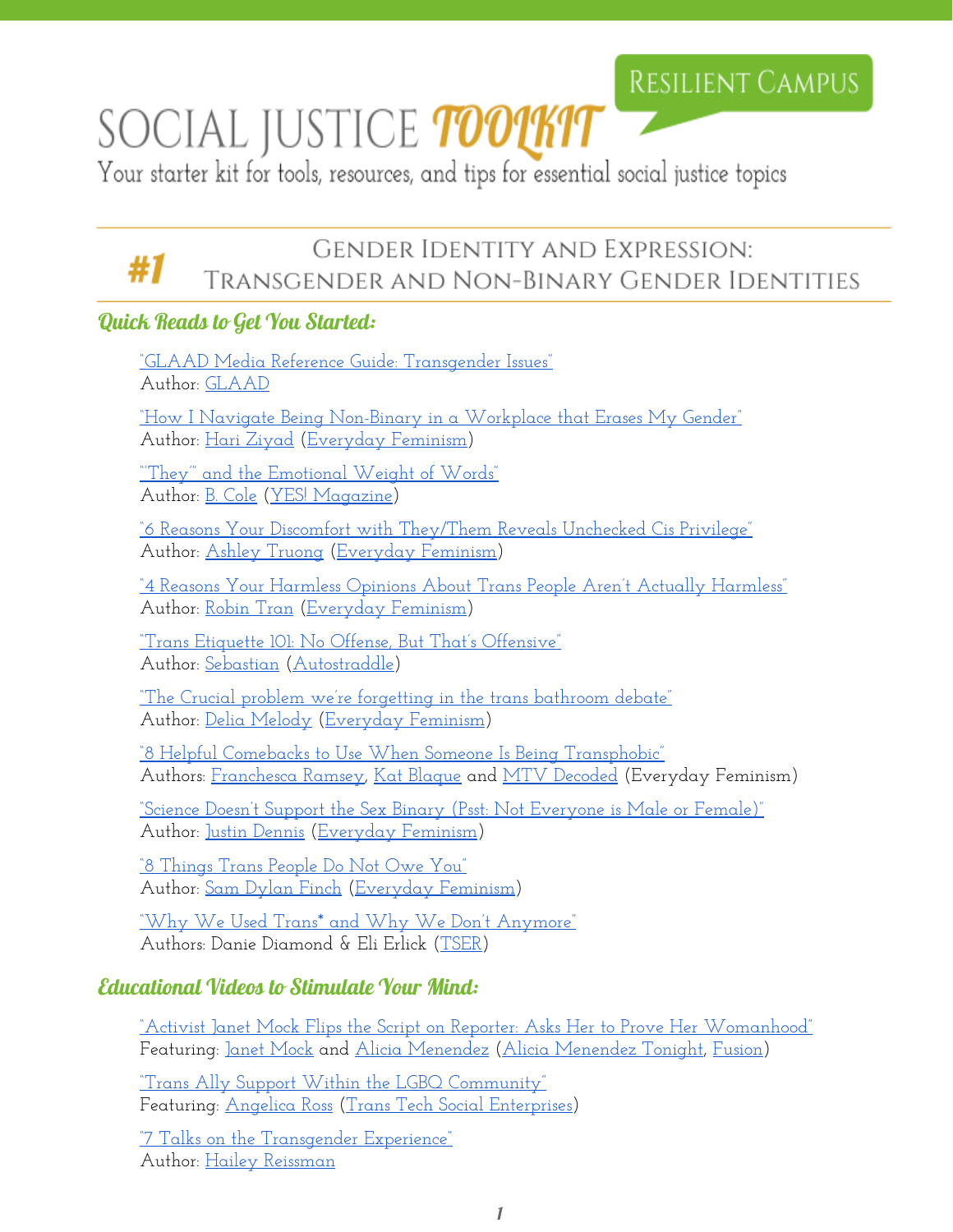# SOCIAL JUSTICE TOOLKIT

RESILIENT CAMPUS

Your starter kit for tools, resources, and tips for essential social justice topics

## #1 Gender Identity and Expression: Transgender and Non-Binary Gender Identities

### Quick Reads to Get You Started:

"GLAAD Media Reference Guide: Transgender Issues"
Author: GLAAD

"How I Navigate Being Non-Binary in a Workplace that Erases My Gender"
Author: Hari Ziyad (Everyday Feminism)

"'They'" and the Emotional Weight of Words"
Author: B. Cole (YES! Magazine)

"6 Reasons Your Discomfort with They/Them Reveals Unchecked Cis Privilege"
Author: Ashley Truong (Everyday Feminism)

"4 Reasons Your Harmless Opinions About Trans People Aren't Actually Harmless"
Author: Robin Tran (Everyday Feminism)

"Trans Etiquette 101: No Offense, But That's Offensive"
Author: Sebastian (Autostraddle)

"The Crucial problem we're forgetting in the trans bathroom debate"
Author: Delia Melody (Everyday Feminism)

"8 Helpful Comebacks to Use When Someone Is Being Transphobic"
Authors: Franchesca Ramsey, Kat Blaque and MTV Decoded (Everyday Feminism)

"Science Doesn't Support the Sex Binary (Psst: Not Everyone is Male or Female)"
Author: Justin Dennis (Everyday Feminism)

"8 Things Trans People Do Not Owe You"
Author: Sam Dylan Finch (Everyday Feminism)

"Why We Used Trans* and Why We Don't Anymore"
Authors: Danie Diamond & Eli Erlick (TSER)

### Educational Videos to Stimulate Your Mind:

"Activist Janet Mock Flips the Script on Reporter: Asks Her to Prove Her Womanhood"
Featuring: Janet Mock and Alicia Menendez (Alicia Menendez Tonight, Fusion)

"Trans Ally Support Within the LGBQ Community"
Featuring: Angelica Ross (Trans Tech Social Enterprises)

"7 Talks on the Transgender Experience"
Author: Hailey Reissman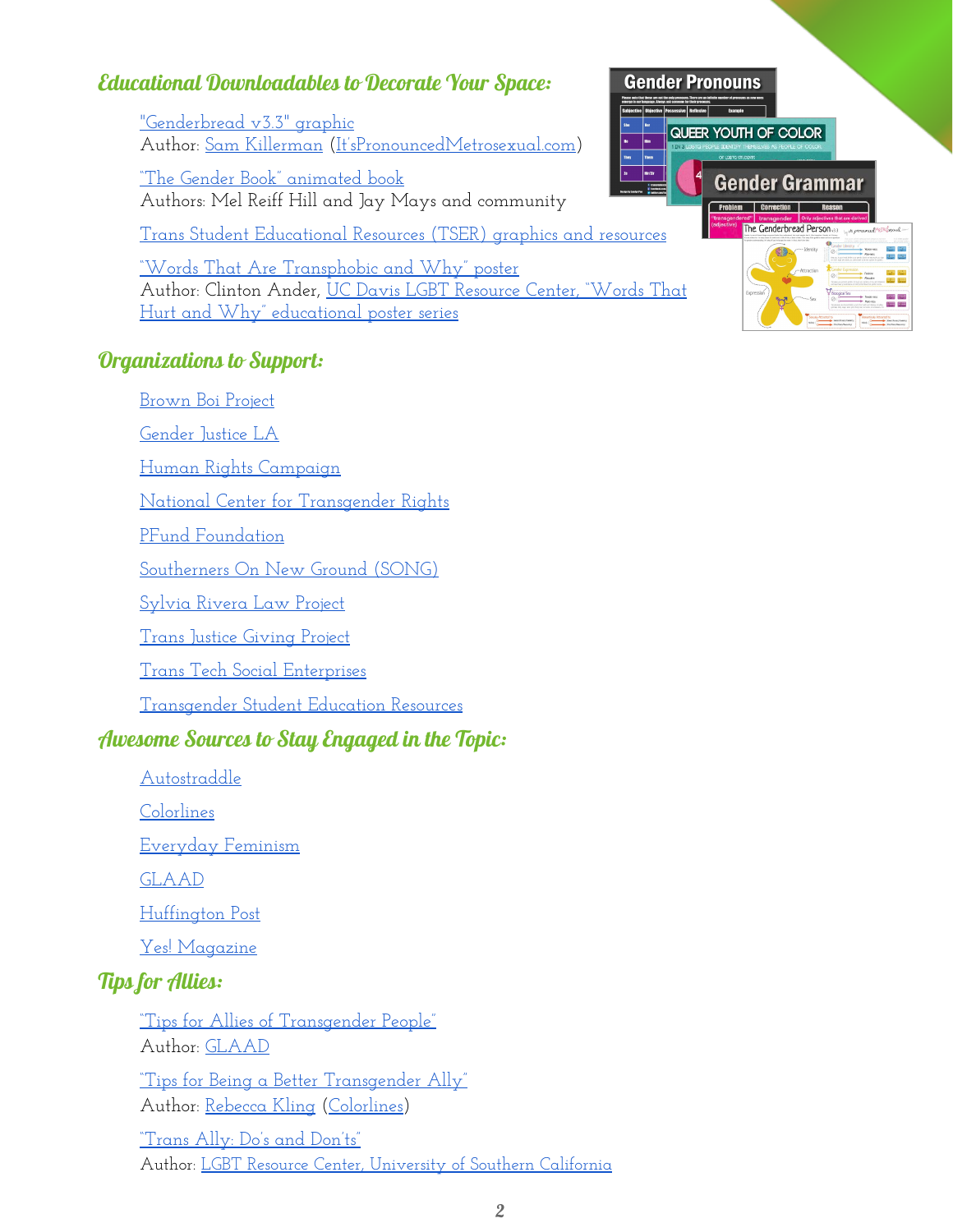## Educational Downloadables to Decorate Your Space:

"Genderbread v3.3" graphic
Author: Sam Killerman (It'sPronouncedMetrosexual.com)

"The Gender Book" animated book
Authors: Mel Reiff Hill and Jay Mays and community

Trans Student Educational Resources (TSER) graphics and resources

"Words That Are Transphobic and Why" poster
Author: Clinton Ander, UC Davis LGBT Resource Center, "Words That Hurt and Why" educational poster series

## Organizations to Support:

Brown Boi Project

Gender Justice LA

Human Rights Campaign

National Center for Transgender Rights

PFund Foundation

Southerners On New Ground (SONG)

Sylvia Rivera Law Project

Trans Justice Giving Project

Trans Tech Social Enterprises

Transgender Student Education Resources

## Awesome Sources to Stay Engaged in the Topic:

Autostraddle

Colorlines

Everyday Feminism

GLAAD

Huffington Post

Yes! Magazine

## Tips for Allies:

"Tips for Allies of Transgender People"
Author: GLAAD

"Tips for Being a Better Transgender Ally"
Author: Rebecca Kling (Colorlines)

"Trans Ally: Do's and Don'ts"
Author: LGBT Resource Center, University of Southern California